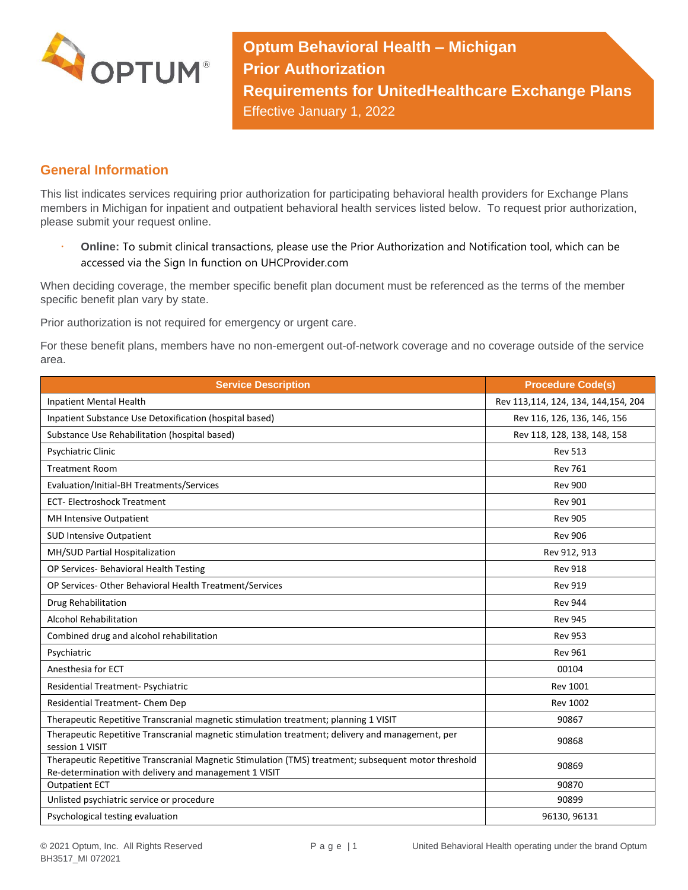# Optum Behavioral Health – Michigan
# Prior Authorization
# Requirements for UnitedHealthcare Exchange Plans

Effective January 1, 2022

## General Information

This list indicates services requiring prior authorization for participating behavioral health providers for Exchange Plans members in Michigan for inpatient and outpatient behavioral health services listed below. To request prior authorization, please submit your request online.

- **Online:** To submit clinical transactions, please use the Prior Authorization and Notification tool, which can be accessed via the Sign In function on UHCProvider.com

When deciding coverage, the member specific benefit plan document must be referenced as the terms of the member specific benefit plan vary by state.

Prior authorization is not required for emergency or urgent care.

For these benefit plans, members have no non-emergent out-of-network coverage and no coverage outside of the service area.

| Service Description | Procedure Code(s) |
|---|---|
| Inpatient Mental Health | Rev 113,114, 124, 134, 144,154, 204 |
| Inpatient Substance Use Detoxification (hospital based) | Rev 116, 126, 136, 146, 156 |
| Substance Use Rehabilitation (hospital based) | Rev 118, 128, 138, 148, 158 |
| Psychiatric Clinic | Rev 513 |
| Treatment Room | Rev 761 |
| Evaluation/Initial-BH Treatments/Services | Rev 900 |
| ECT- Electroshock Treatment | Rev 901 |
| MH Intensive Outpatient | Rev 905 |
| SUD Intensive Outpatient | Rev 906 |
| MH/SUD Partial Hospitalization | Rev 912, 913 |
| OP Services- Behavioral Health Testing | Rev 918 |
| OP Services- Other Behavioral Health Treatment/Services | Rev 919 |
| Drug Rehabilitation | Rev 944 |
| Alcohol Rehabilitation | Rev 945 |
| Combined drug and alcohol rehabilitation | Rev 953 |
| Psychiatric | Rev 961 |
| Anesthesia for ECT | 00104 |
| Residential Treatment- Psychiatric | Rev 1001 |
| Residential Treatment- Chem Dep | Rev 1002 |
| Therapeutic Repetitive Transcranial magnetic stimulation treatment; planning 1 VISIT | 90867 |
| Therapeutic Repetitive Transcranial magnetic stimulation treatment; delivery and management, per session 1 VISIT | 90868 |
| Therapeutic Repetitive Transcranial Magnetic Stimulation (TMS) treatment; subsequent motor threshold Re-determination with delivery and management 1 VISIT | 90869 |
| Outpatient ECT | 90870 |
| Unlisted psychiatric service or procedure | 90899 |
| Psychological testing evaluation | 96130, 96131 |

© 2021 Optum, Inc. All Rights Reserved
BH3517_MI 072021

United Behavioral Health operating under the brand Optum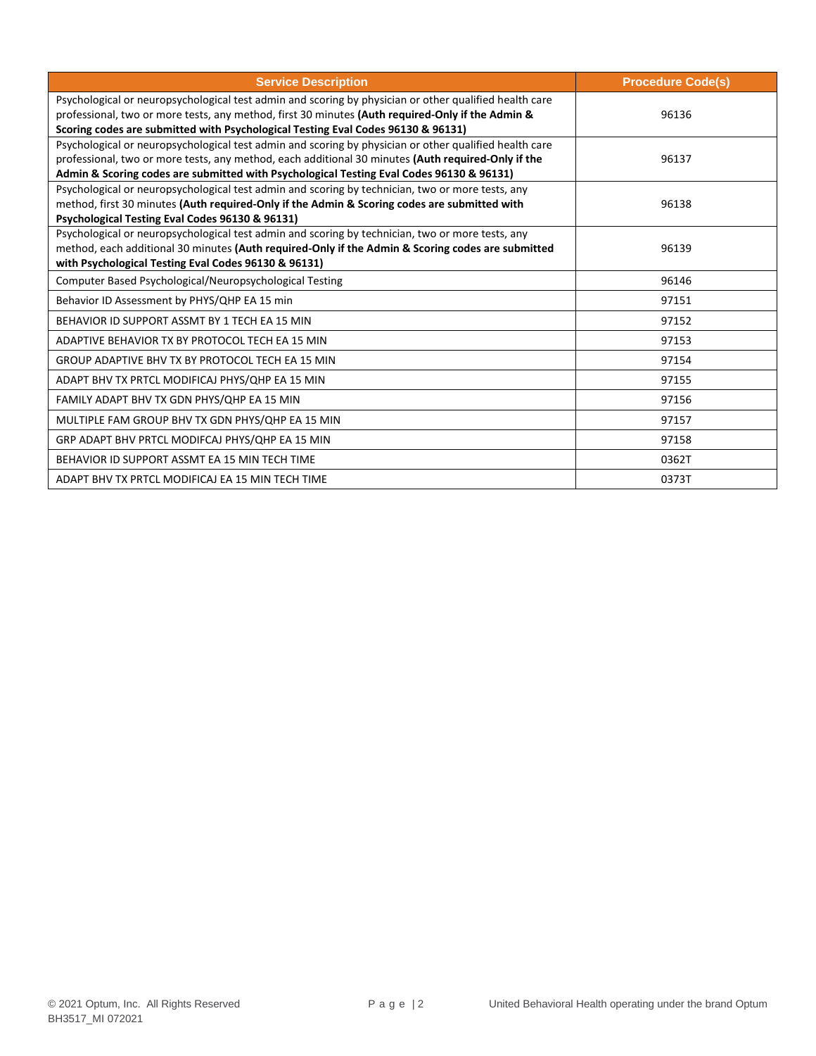| Service Description | Procedure Code(s) |
|---|---|
| Psychological or neuropsychological test admin and scoring by physician or other qualified health care professional, two or more tests, any method, first 30 minutes **(Auth required-Only if the Admin & Scoring codes are submitted with Psychological Testing Eval Codes 96130 & 96131)** | 96136 |
| Psychological or neuropsychological test admin and scoring by physician or other qualified health care professional, two or more tests, any method, each additional 30 minutes **(Auth required-Only if the Admin & Scoring codes are submitted with Psychological Testing Eval Codes 96130 & 96131)** | 96137 |
| Psychological or neuropsychological test admin and scoring by technician, two or more tests, any method, first 30 minutes **(Auth required-Only if the Admin & Scoring codes are submitted with Psychological Testing Eval Codes 96130 & 96131)** | 96138 |
| Psychological or neuropsychological test admin and scoring by technician, two or more tests, any method, each additional 30 minutes **(Auth required-Only if the Admin & Scoring codes are submitted with Psychological Testing Eval Codes 96130 & 96131)** | 96139 |
| Computer Based Psychological/Neuropsychological Testing | 96146 |
| Behavior ID Assessment by PHYS/QHP EA 15 min | 97151 |
| BEHAVIOR ID SUPPORT ASSMT BY 1 TECH EA 15 MIN | 97152 |
| ADAPTIVE BEHAVIOR TX BY PROTOCOL TECH EA 15 MIN | 97153 |
| GROUP ADAPTIVE BHV TX BY PROTOCOL TECH EA 15 MIN | 97154 |
| ADAPT BHV TX PRTCL MODIFICAJ PHYS/QHP EA 15 MIN | 97155 |
| FAMILY ADAPT BHV TX GDN PHYS/QHP EA 15 MIN | 97156 |
| MULTIPLE FAM GROUP BHV TX GDN PHYS/QHP EA 15 MIN | 97157 |
| GRP ADAPT BHV PRTCL MODIFCAJ PHYS/QHP EA 15 MIN | 97158 |
| BEHAVIOR ID SUPPORT ASSMT EA 15 MIN TECH TIME | 0362T |
| ADAPT BHV TX PRTCL MODIFICAJ EA 15 MIN TECH TIME | 0373T |

© 2021 Optum, Inc. All Rights Reserved
BH3517_MI 072021

United Behavioral Health operating under the brand Optum